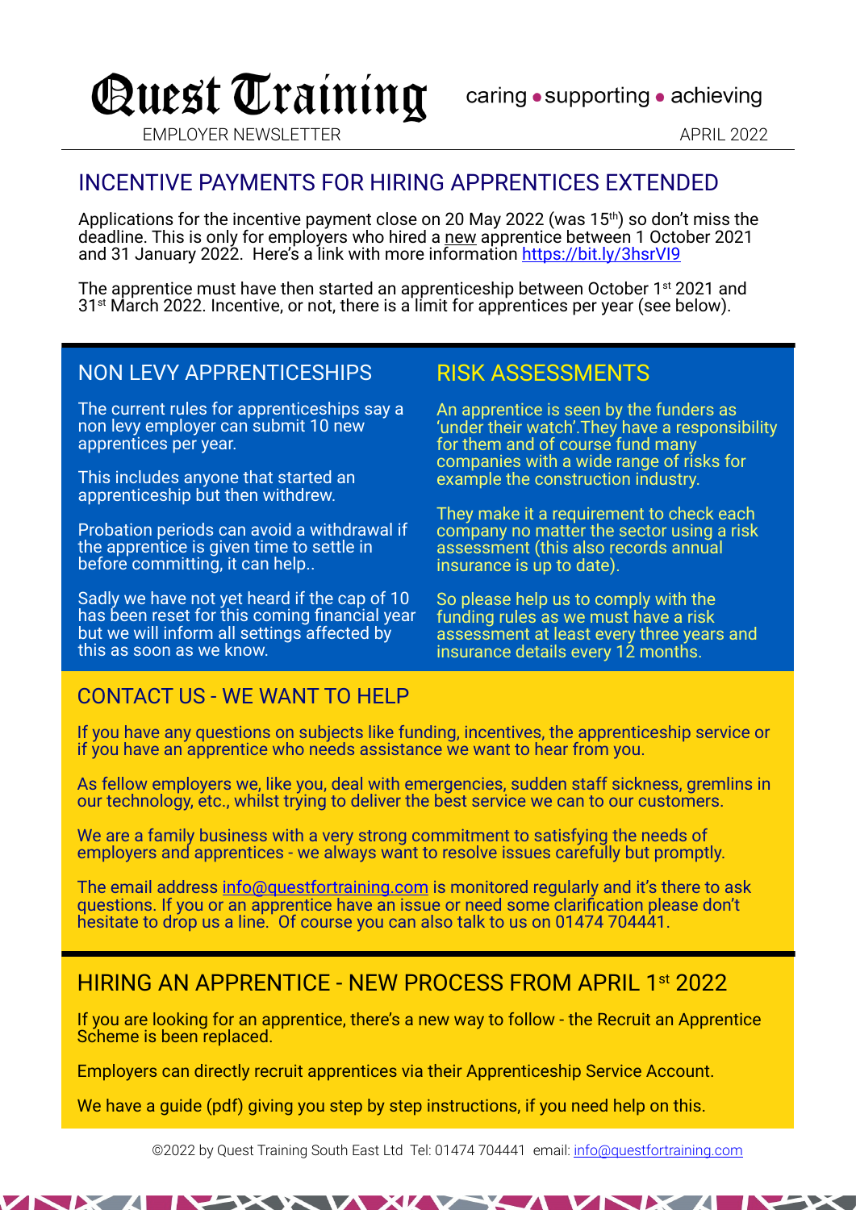# Quest Training

caring • supporting • achieving

EMPLOYER NEWSLETTER

APRIL 2022

## INCENTIVE PAYMENTS FOR HIRING APPRENTICES EXTENDED

Applications for the incentive payment close on 20 May 2022 (was 15th) so don't miss the deadline. This is only for employers who hired a new apprentice between 1 October 2021 and 31 January 2022. Here's a link with more information https://bit.ly/3hsrVI9

The apprentice must have then started an apprenticeship between October 1st 2021 and 31st March 2022. Incentive, or not, there is a limit for apprentices per year (see below).

## NON LEVY APPRENTICESHIPS

The current rules for apprenticeships say a non levy employer can submit 10 new apprentices per year.

This includes anyone that started an apprenticeship but then withdrew.

Probation periods can avoid a withdrawal if the apprentice is given time to settle in before committing, it can help..

Sadly we have not yet heard if the cap of 10 has been reset for this coming financial year but we will inform all settings affected by this as soon as we know.

## RISK ASSESSMENTS

An apprentice is seen by the funders as 'under their watch'.They have a responsibility for them and of course fund many companies with a wide range of risks for example the construction industry.

They make it a requirement to check each company no matter the sector using a risk assessment (this also records annual insurance is up to date).

So please help us to comply with the funding rules as we must have a risk assessment at least every three years and insurance details every 12 months.

## CONTACT US - WE WANT TO HELP

If you have any questions on subjects like funding, incentives, the apprenticeship service or if you have an apprentice who needs assistance we want to hear from you.

As fellow employers we, like you, deal with emergencies, sudden staff sickness, gremlins in our technology, etc., whilst trying to deliver the best service we can to our customers.

We are a family business with a very strong commitment to satisfying the needs of employers and apprentices - we always want to resolve issues carefully but promptly.

The email address info@questfortraining.com is monitored regularly and it's there to ask questions. If you or an apprentice have an issue or need some clarification please don't hesitate to drop us a line. Of course you can also talk to us on 01474 704441.

## HIRING AN APPRENTICE - NEW PROCESS FROM APRIL 1st 2022

If you are looking for an apprentice, there's a new way to follow - the Recruit an Apprentice Scheme is been replaced.

Employers can directly recruit apprentices via their Apprenticeship Service Account.

We have a guide (pdf) giving you step by step instructions, if you need help on this.

©2022 by Quest Training South East Ltd Tel: 01474 704441 email: info@questfortraining.com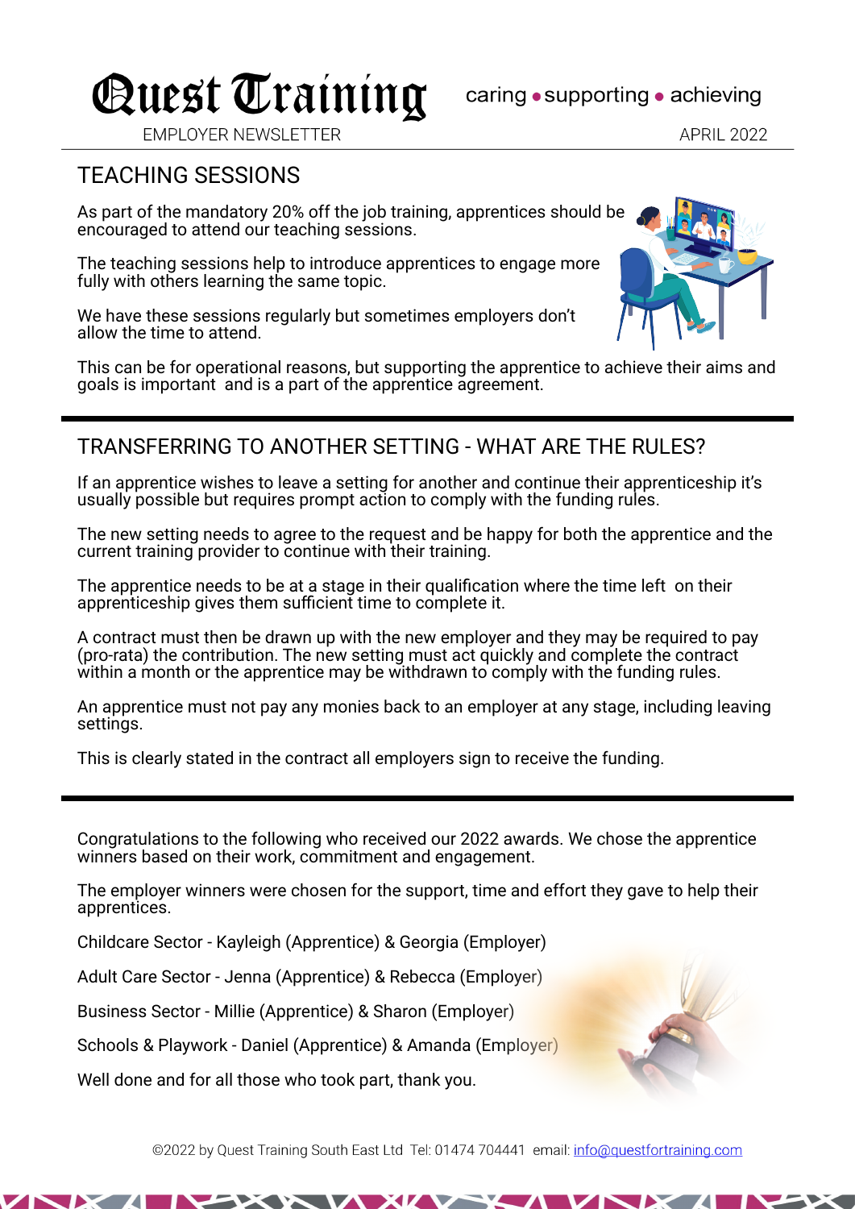# Quest Training

caring • supporting • achieving

EMPLOYER NEWSLETTER APRIL 2022

## TEACHING SESSIONS

As part of the mandatory 20% off the job training, apprentices should be encouraged to attend our teaching sessions.

The teaching sessions help to introduce apprentices to engage more fully with others learning the same topic.

We have these sessions regularly but sometimes employers don't allow the time to attend.

This can be for operational reasons, but supporting the apprentice to achieve their aims and goals is important and is a part of the apprentice agreement.

## TRANSFERRING TO ANOTHER SETTING - WHAT ARE THE RULES?

If an apprentice wishes to leave a setting for another and continue their apprenticeship it's usually possible but requires prompt action to comply with the funding rules.

The new setting needs to agree to the request and be happy for both the apprentice and the current training provider to continue with their training.

The apprentice needs to be at a stage in their qualification where the time left on their apprenticeship gives them sufficient time to complete it.

A contract must then be drawn up with the new employer and they may be required to pay (pro-rata) the contribution. The new setting must act quickly and complete the contract within a month or the apprentice may be withdrawn to comply with the funding rules.

An apprentice must not pay any monies back to an employer at any stage, including leaving settings.

This is clearly stated in the contract all employers sign to receive the funding.

Congratulations to the following who received our 2022 awards. We chose the apprentice winners based on their work, commitment and engagement.

The employer winners were chosen for the support, time and effort they gave to help their apprentices.

Childcare Sector - Kayleigh (Apprentice) & Georgia (Employer)

Adult Care Sector - Jenna (Apprentice) & Rebecca (Employer)

Business Sector - Millie (Apprentice) & Sharon (Employer)

Schools & Playwork - Daniel (Apprentice) & Amanda (Employer)

Well done and for all those who took part, thank you.

©2022 by Quest Training South East Ltd Tel: 01474 704441 email: info@questfortraining.com